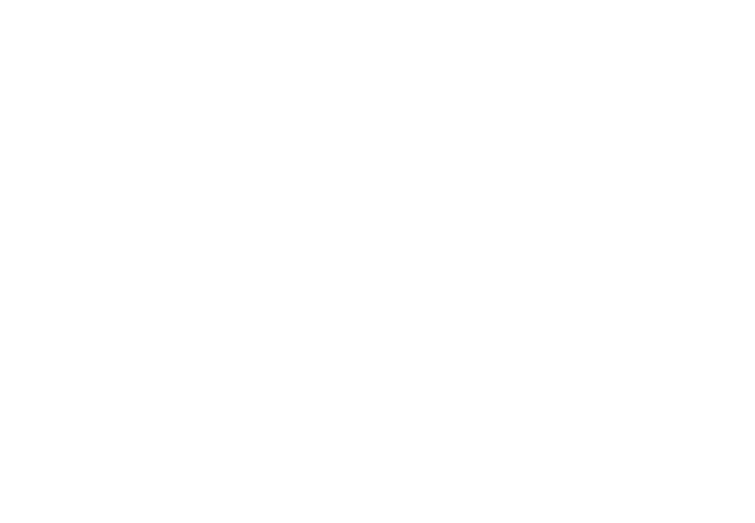

# **THE COMMITTEE** AGENDA & REPORTS

for the meeting

Tuesday 20 October 2020 at 5:30 pm

in the Colonel Light Room Adelaide Town Hall